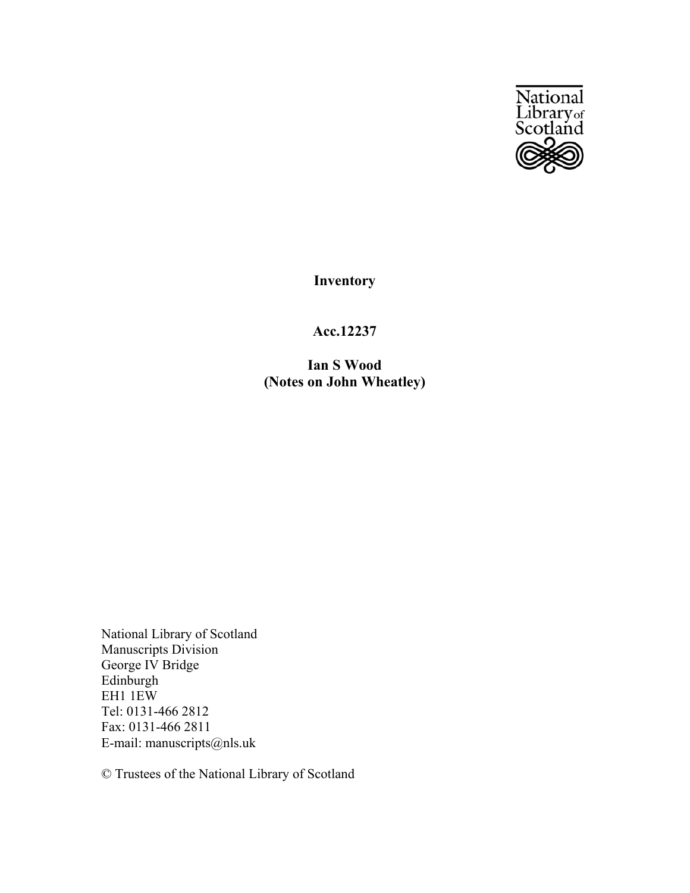National Library of Scotland

# Inventory

## Acc.12237

## Ian S Wood
## (Notes on John Wheatley)

National Library of Scotland
Manuscripts Division
George IV Bridge
Edinburgh
EH1 1EW
Tel: 0131-466 2812
Fax: 0131-466 2811
E-mail: manuscripts@nls.uk

© Trustees of the National Library of Scotland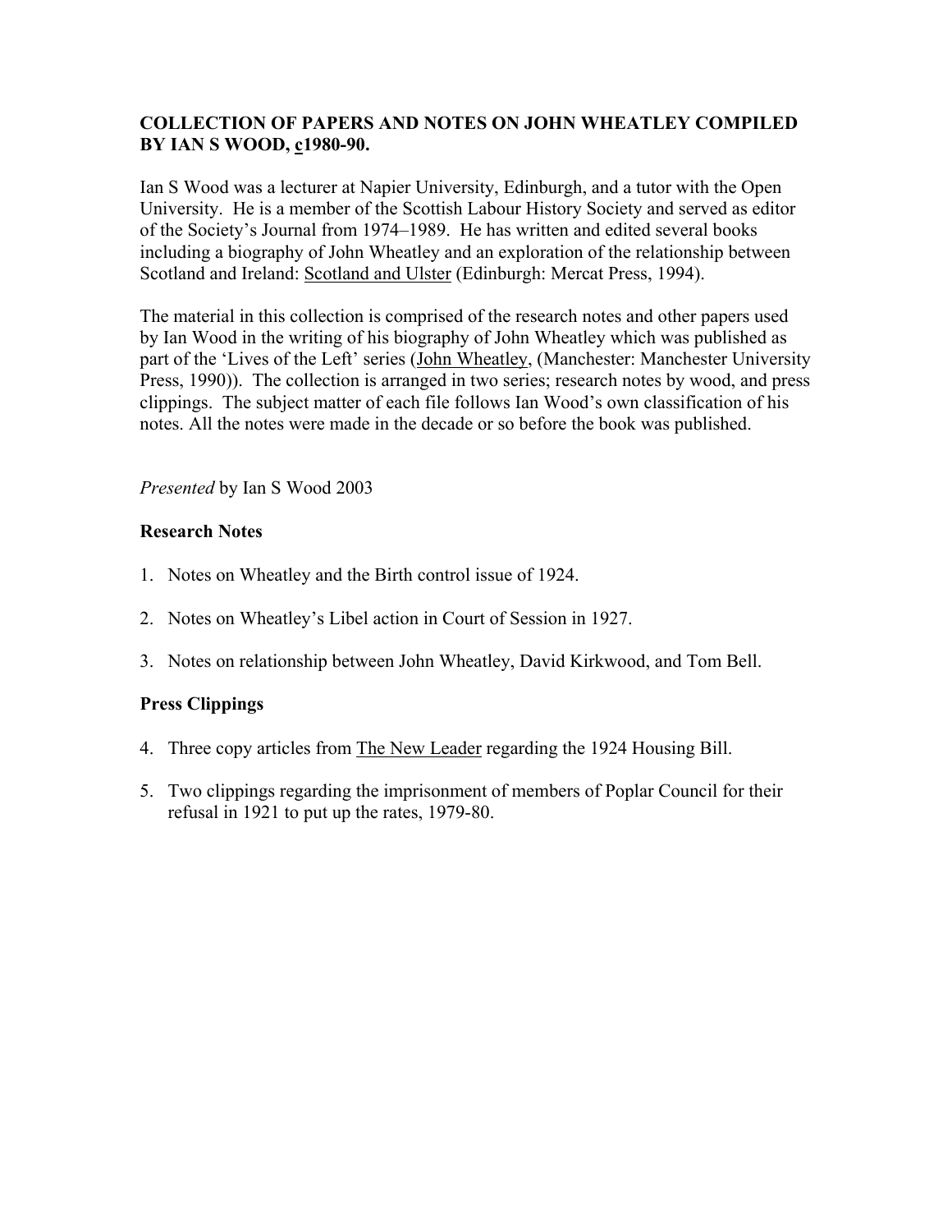**COLLECTION OF PAPERS AND NOTES ON JOHN WHEATLEY COMPILED BY IAN S WOOD, c1980-90.**

Ian S Wood was a lecturer at Napier University, Edinburgh, and a tutor with the Open University. He is a member of the Scottish Labour History Society and served as editor of the Society's Journal from 1974–1989. He has written and edited several books including a biography of John Wheatley and an exploration of the relationship between Scotland and Ireland: Scotland and Ulster (Edinburgh: Mercat Press, 1994).

The material in this collection is comprised of the research notes and other papers used by Ian Wood in the writing of his biography of John Wheatley which was published as part of the 'Lives of the Left' series (John Wheatley, (Manchester: Manchester University Press, 1990)). The collection is arranged in two series; research notes by wood, and press clippings. The subject matter of each file follows Ian Wood's own classification of his notes. All the notes were made in the decade or so before the book was published.

*Presented* by Ian S Wood 2003

**Research Notes**

1. Notes on Wheatley and the Birth control issue of 1924.

2. Notes on Wheatley's Libel action in Court of Session in 1927.

3. Notes on relationship between John Wheatley, David Kirkwood, and Tom Bell.

**Press Clippings**

4. Three copy articles from The New Leader regarding the 1924 Housing Bill.

5. Two clippings regarding the imprisonment of members of Poplar Council for their refusal in 1921 to put up the rates, 1979-80.